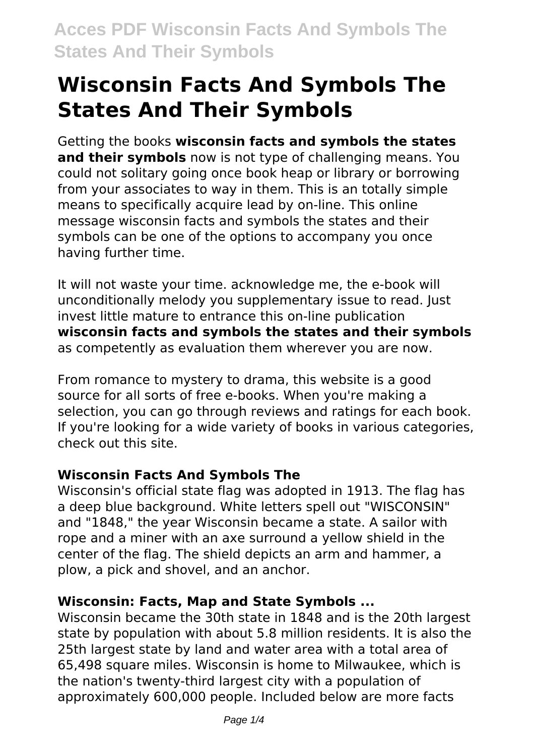# Wisconsin Facts And Symbols The States And Their Symbols

Getting the books **wisconsin facts and symbols the states and their symbols** now is not type of challenging means. You could not solitary going once book heap or library or borrowing from your associates to way in them. This is an totally simple means to specifically acquire lead by on-line. This online message wisconsin facts and symbols the states and their symbols can be one of the options to accompany you once having further time.

It will not waste your time. acknowledge me, the e-book will unconditionally melody you supplementary issue to read. Just invest little mature to entrance this on-line publication **wisconsin facts and symbols the states and their symbols** as competently as evaluation them wherever you are now.

From romance to mystery to drama, this website is a good source for all sorts of free e-books. When you're making a selection, you can go through reviews and ratings for each book. If you're looking for a wide variety of books in various categories, check out this site.

## Wisconsin Facts And Symbols The

Wisconsin's official state flag was adopted in 1913. The flag has a deep blue background. White letters spell out "WISCONSIN" and "1848," the year Wisconsin became a state. A sailor with rope and a miner with an axe surround a yellow shield in the center of the flag. The shield depicts an arm and hammer, a plow, a pick and shovel, and an anchor.

## Wisconsin: Facts, Map and State Symbols ...

Wisconsin became the 30th state in 1848 and is the 20th largest state by population with about 5.8 million residents. It is also the 25th largest state by land and water area with a total area of 65,498 square miles. Wisconsin is home to Milwaukee, which is the nation's twenty-third largest city with a population of approximately 600,000 people. Included below are more facts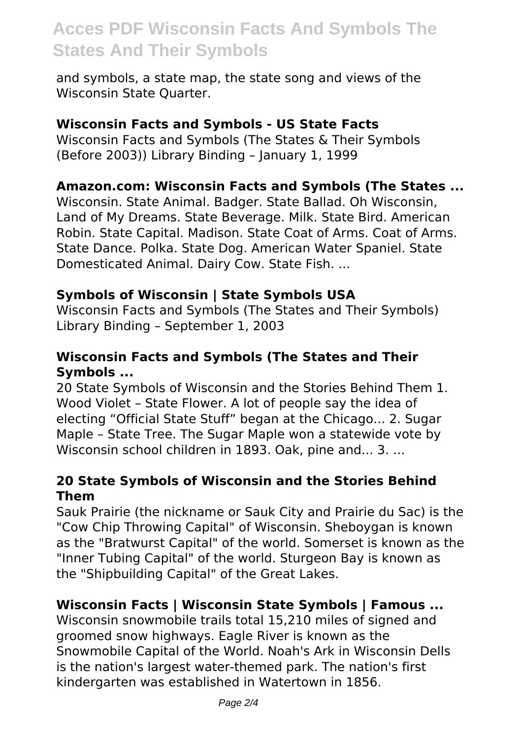and symbols, a state map, the state song and views of the Wisconsin State Quarter.

### Wisconsin Facts and Symbols - US State Facts

Wisconsin Facts and Symbols (The States & Their Symbols (Before 2003)) Library Binding – January 1, 1999

### Amazon.com: Wisconsin Facts and Symbols (The States ...

Wisconsin. State Animal. Badger. State Ballad. Oh Wisconsin, Land of My Dreams. State Beverage. Milk. State Bird. American Robin. State Capital. Madison. State Coat of Arms. Coat of Arms. State Dance. Polka. State Dog. American Water Spaniel. State Domesticated Animal. Dairy Cow. State Fish. ...

### Symbols of Wisconsin | State Symbols USA

Wisconsin Facts and Symbols (The States and Their Symbols) Library Binding – September 1, 2003

### Wisconsin Facts and Symbols (The States and Their Symbols ...

20 State Symbols of Wisconsin and the Stories Behind Them 1. Wood Violet – State Flower. A lot of people say the idea of electing "Official State Stuff" began at the Chicago... 2. Sugar Maple – State Tree. The Sugar Maple won a statewide vote by Wisconsin school children in 1893. Oak, pine and... 3. ...

### 20 State Symbols of Wisconsin and the Stories Behind Them

Sauk Prairie (the nickname or Sauk City and Prairie du Sac) is the "Cow Chip Throwing Capital" of Wisconsin. Sheboygan is known as the "Bratwurst Capital" of the world. Somerset is known as the "Inner Tubing Capital" of the world. Sturgeon Bay is known as the "Shipbuilding Capital" of the Great Lakes.

### Wisconsin Facts | Wisconsin State Symbols | Famous ...

Wisconsin snowmobile trails total 15,210 miles of signed and groomed snow highways. Eagle River is known as the Snowmobile Capital of the World. Noah's Ark in Wisconsin Dells is the nation's largest water-themed park. The nation's first kindergarten was established in Watertown in 1856.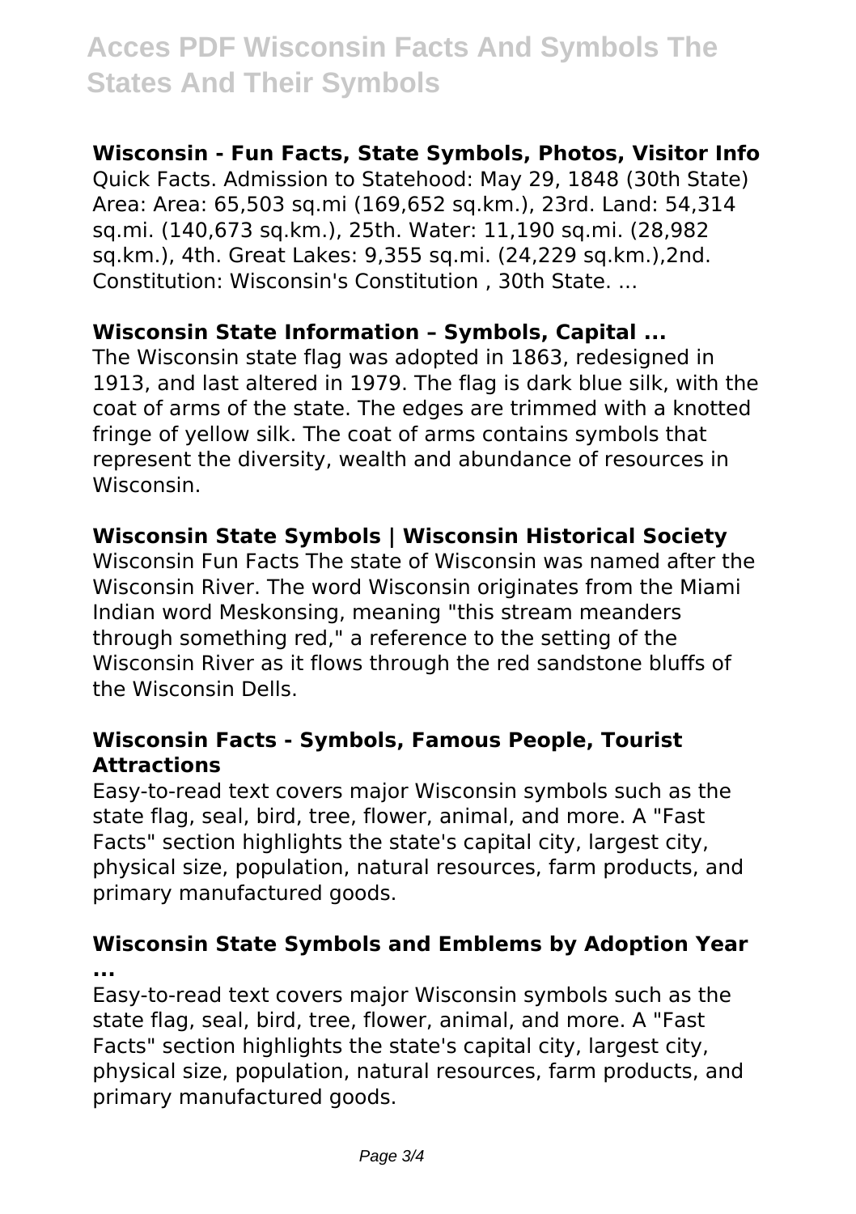### Wisconsin - Fun Facts, State Symbols, Photos, Visitor Info

Quick Facts. Admission to Statehood: May 29, 1848 (30th State) Area: Area: 65,503 sq.mi (169,652 sq.km.), 23rd. Land: 54,314 sq.mi. (140,673 sq.km.), 25th. Water: 11,190 sq.mi. (28,982 sq.km.), 4th. Great Lakes: 9,355 sq.mi. (24,229 sq.km.),2nd. Constitution: Wisconsin's Constitution , 30th State. ...

### Wisconsin State Information – Symbols, Capital ...

The Wisconsin state flag was adopted in 1863, redesigned in 1913, and last altered in 1979. The flag is dark blue silk, with the coat of arms of the state. The edges are trimmed with a knotted fringe of yellow silk. The coat of arms contains symbols that represent the diversity, wealth and abundance of resources in Wisconsin.

### Wisconsin State Symbols | Wisconsin Historical Society

Wisconsin Fun Facts The state of Wisconsin was named after the Wisconsin River. The word Wisconsin originates from the Miami Indian word Meskonsing, meaning "this stream meanders through something red," a reference to the setting of the Wisconsin River as it flows through the red sandstone bluffs of the Wisconsin Dells.

### Wisconsin Facts - Symbols, Famous People, Tourist Attractions

Easy-to-read text covers major Wisconsin symbols such as the state flag, seal, bird, tree, flower, animal, and more. A "Fast Facts" section highlights the state's capital city, largest city, physical size, population, natural resources, farm products, and primary manufactured goods.

### Wisconsin State Symbols and Emblems by Adoption Year ...

Easy-to-read text covers major Wisconsin symbols such as the state flag, seal, bird, tree, flower, animal, and more. A "Fast Facts" section highlights the state's capital city, largest city, physical size, population, natural resources, farm products, and primary manufactured goods.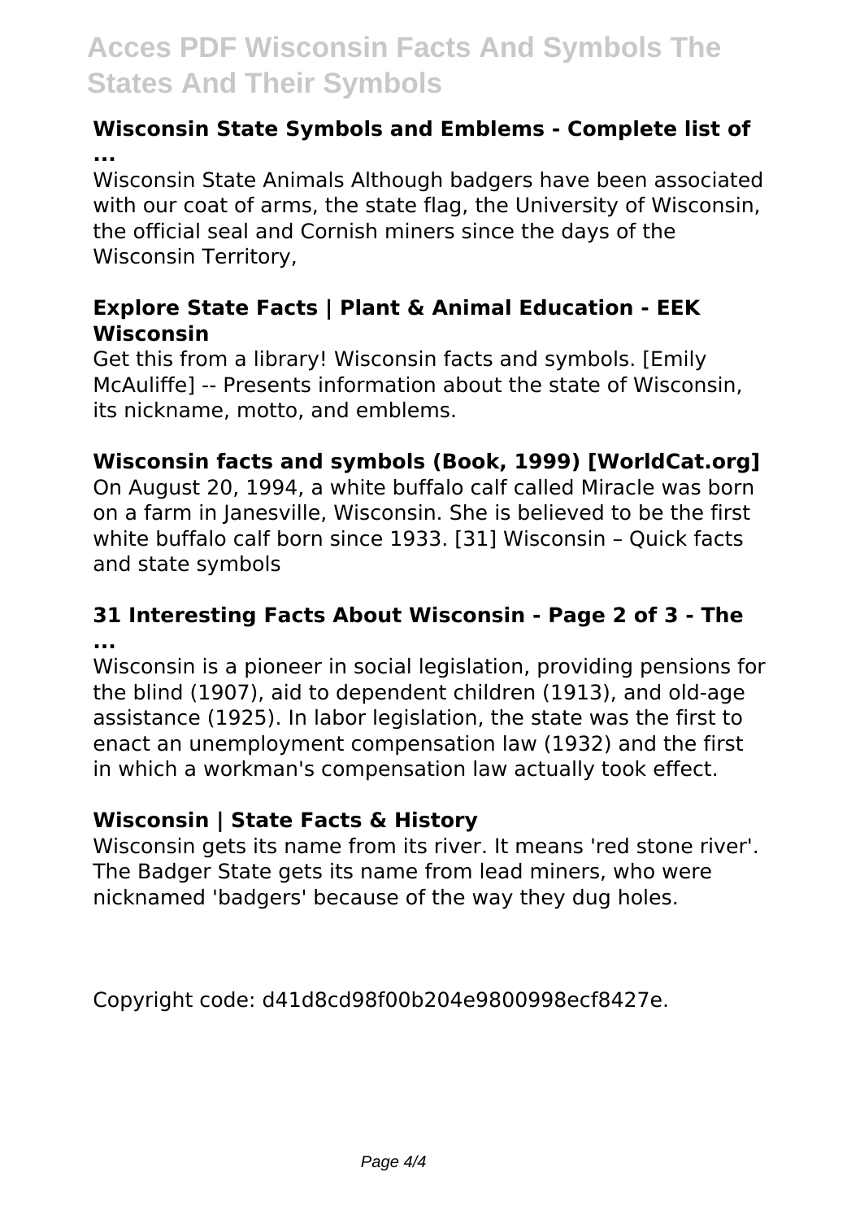### Wisconsin State Symbols and Emblems - Complete list of ...

Wisconsin State Animals Although badgers have been associated with our coat of arms, the state flag, the University of Wisconsin, the official seal and Cornish miners since the days of the Wisconsin Territory,

### Explore State Facts | Plant & Animal Education - EEK Wisconsin

Get this from a library! Wisconsin facts and symbols. [Emily McAuliffe] -- Presents information about the state of Wisconsin, its nickname, motto, and emblems.

### Wisconsin facts and symbols (Book, 1999) [WorldCat.org]

On August 20, 1994, a white buffalo calf called Miracle was born on a farm in Janesville, Wisconsin. She is believed to be the first white buffalo calf born since 1933. [31] Wisconsin – Quick facts and state symbols

### 31 Interesting Facts About Wisconsin - Page 2 of 3 - The ...

Wisconsin is a pioneer in social legislation, providing pensions for the blind (1907), aid to dependent children (1913), and old-age assistance (1925). In labor legislation, the state was the first to enact an unemployment compensation law (1932) and the first in which a workman's compensation law actually took effect.

### Wisconsin | State Facts & History

Wisconsin gets its name from its river. It means 'red stone river'. The Badger State gets its name from lead miners, who were nicknamed 'badgers' because of the way they dug holes.

Copyright code: d41d8cd98f00b204e9800998ecf8427e.